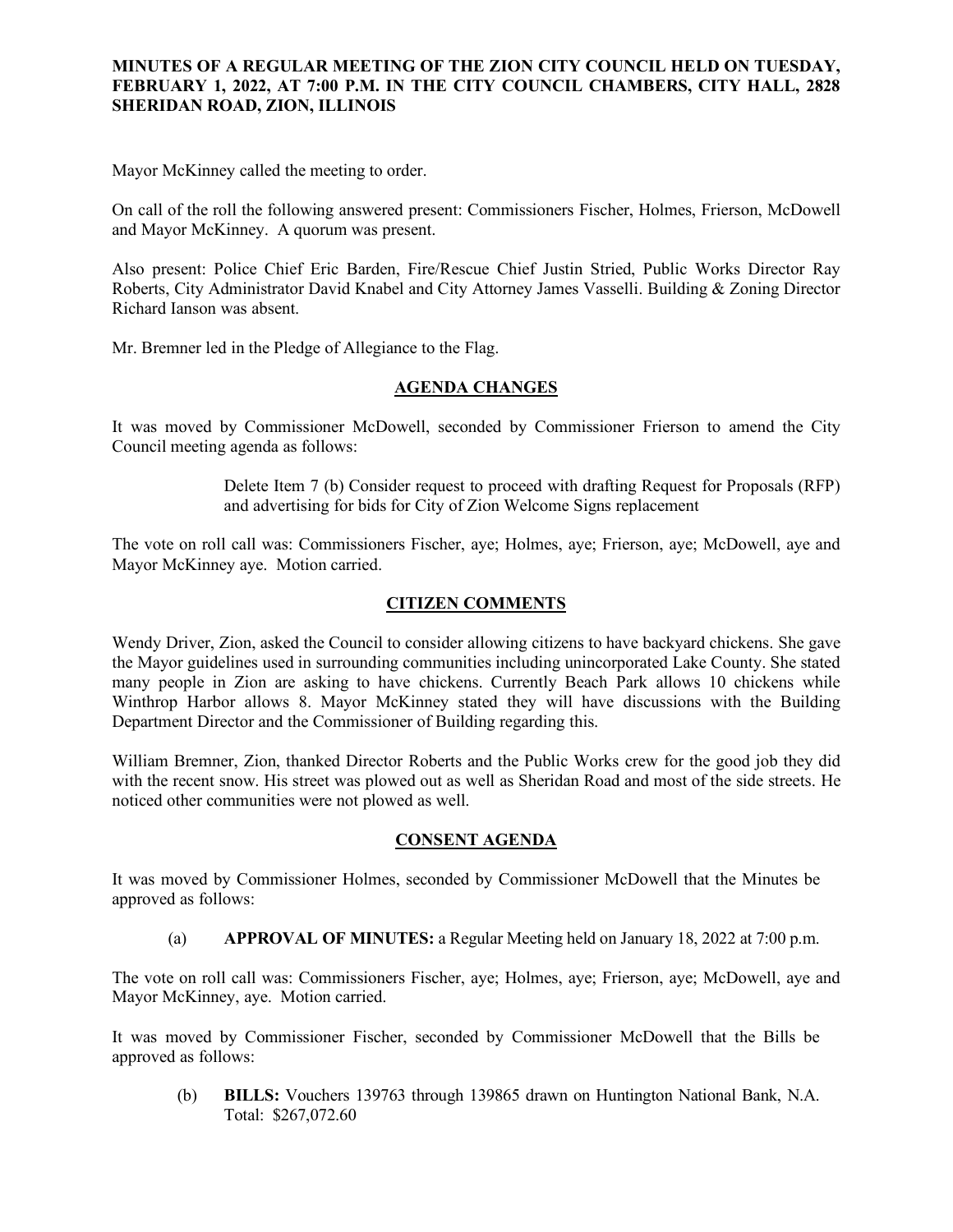**MINUTES OF A REGULAR MEETING OF THE ZION CITY COUNCIL HELD ON TUESDAY, FEBRUARY 1, 2022, AT 7:00 P.M. IN THE CITY COUNCIL CHAMBERS, CITY HALL, 2828 SHERIDAN ROAD, ZION, ILLINOIS**

Mayor McKinney called the meeting to order.

On call of the roll the following answered present: Commissioners Fischer, Holmes, Frierson, McDowell and Mayor McKinney. A quorum was present.

Also present: Police Chief Eric Barden, Fire/Rescue Chief Justin Stried, Public Works Director Ray Roberts, City Administrator David Knabel and City Attorney James Vasselli. Building & Zoning Director Richard Ianson was absent.

Mr. Bremner led in the Pledge of Allegiance to the Flag.

## AGENDA CHANGES

It was moved by Commissioner McDowell, seconded by Commissioner Frierson to amend the City Council meeting agenda as follows:

> Delete Item 7 (b) Consider request to proceed with drafting Request for Proposals (RFP) and advertising for bids for City of Zion Welcome Signs replacement

The vote on roll call was: Commissioners Fischer, aye; Holmes, aye; Frierson, aye; McDowell, aye and Mayor McKinney aye. Motion carried.

## CITIZEN COMMENTS

Wendy Driver, Zion, asked the Council to consider allowing citizens to have backyard chickens. She gave the Mayor guidelines used in surrounding communities including unincorporated Lake County. She stated many people in Zion are asking to have chickens. Currently Beach Park allows 10 chickens while Winthrop Harbor allows 8. Mayor McKinney stated they will have discussions with the Building Department Director and the Commissioner of Building regarding this.

William Bremner, Zion, thanked Director Roberts and the Public Works crew for the good job they did with the recent snow. His street was plowed out as well as Sheridan Road and most of the side streets. He noticed other communities were not plowed as well.

## CONSENT AGENDA

It was moved by Commissioner Holmes, seconded by Commissioner McDowell that the Minutes be approved as follows:

(a) **APPROVAL OF MINUTES:** a Regular Meeting held on January 18, 2022 at 7:00 p.m.

The vote on roll call was: Commissioners Fischer, aye; Holmes, aye; Frierson, aye; McDowell, aye and Mayor McKinney, aye. Motion carried.

It was moved by Commissioner Fischer, seconded by Commissioner McDowell that the Bills be approved as follows:

(b) **BILLS:** Vouchers 139763 through 139865 drawn on Huntington National Bank, N.A. Total: $267,072.60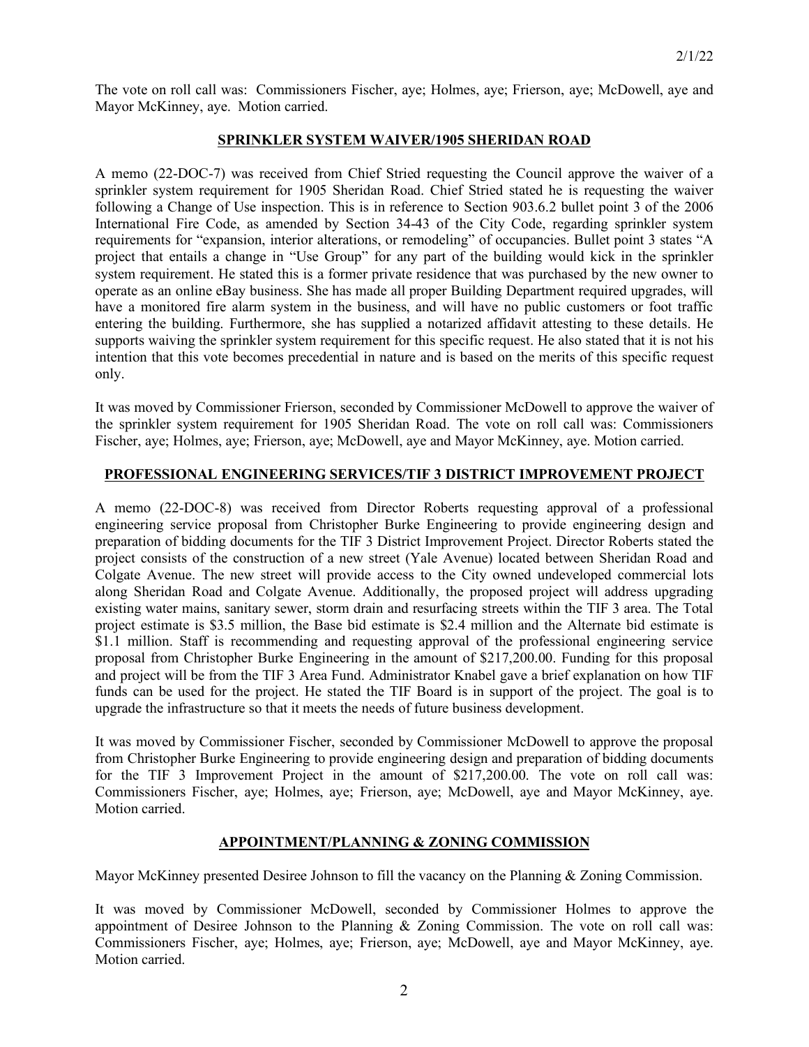The vote on roll call was: Commissioners Fischer, aye; Holmes, aye; Frierson, aye; McDowell, aye and Mayor McKinney, aye. Motion carried.

## SPRINKLER SYSTEM WAIVER/1905 SHERIDAN ROAD

A memo (22-DOC-7) was received from Chief Stried requesting the Council approve the waiver of a sprinkler system requirement for 1905 Sheridan Road. Chief Stried stated he is requesting the waiver following a Change of Use inspection. This is in reference to Section 903.6.2 bullet point 3 of the 2006 International Fire Code, as amended by Section 34-43 of the City Code, regarding sprinkler system requirements for "expansion, interior alterations, or remodeling" of occupancies. Bullet point 3 states "A project that entails a change in "Use Group" for any part of the building would kick in the sprinkler system requirement. He stated this is a former private residence that was purchased by the new owner to operate as an online eBay business. She has made all proper Building Department required upgrades, will have a monitored fire alarm system in the business, and will have no public customers or foot traffic entering the building. Furthermore, she has supplied a notarized affidavit attesting to these details. He supports waiving the sprinkler system requirement for this specific request. He also stated that it is not his intention that this vote becomes precedential in nature and is based on the merits of this specific request only.

It was moved by Commissioner Frierson, seconded by Commissioner McDowell to approve the waiver of the sprinkler system requirement for 1905 Sheridan Road. The vote on roll call was: Commissioners Fischer, aye; Holmes, aye; Frierson, aye; McDowell, aye and Mayor McKinney, aye. Motion carried.

## PROFESSIONAL ENGINEERING SERVICES/TIF 3 DISTRICT IMPROVEMENT PROJECT

A memo (22-DOC-8) was received from Director Roberts requesting approval of a professional engineering service proposal from Christopher Burke Engineering to provide engineering design and preparation of bidding documents for the TIF 3 District Improvement Project. Director Roberts stated the project consists of the construction of a new street (Yale Avenue) located between Sheridan Road and Colgate Avenue. The new street will provide access to the City owned undeveloped commercial lots along Sheridan Road and Colgate Avenue. Additionally, the proposed project will address upgrading existing water mains, sanitary sewer, storm drain and resurfacing streets within the TIF 3 area. The Total project estimate is $3.5 million, the Base bid estimate is $2.4 million and the Alternate bid estimate is $1.1 million. Staff is recommending and requesting approval of the professional engineering service proposal from Christopher Burke Engineering in the amount of $217,200.00. Funding for this proposal and project will be from the TIF 3 Area Fund. Administrator Knabel gave a brief explanation on how TIF funds can be used for the project. He stated the TIF Board is in support of the project. The goal is to upgrade the infrastructure so that it meets the needs of future business development.

It was moved by Commissioner Fischer, seconded by Commissioner McDowell to approve the proposal from Christopher Burke Engineering to provide engineering design and preparation of bidding documents for the TIF 3 Improvement Project in the amount of $217,200.00. The vote on roll call was: Commissioners Fischer, aye; Holmes, aye; Frierson, aye; McDowell, aye and Mayor McKinney, aye. Motion carried.

## APPOINTMENT/PLANNING & ZONING COMMISSION

Mayor McKinney presented Desiree Johnson to fill the vacancy on the Planning & Zoning Commission.

It was moved by Commissioner McDowell, seconded by Commissioner Holmes to approve the appointment of Desiree Johnson to the Planning & Zoning Commission. The vote on roll call was: Commissioners Fischer, aye; Holmes, aye; Frierson, aye; McDowell, aye and Mayor McKinney, aye. Motion carried.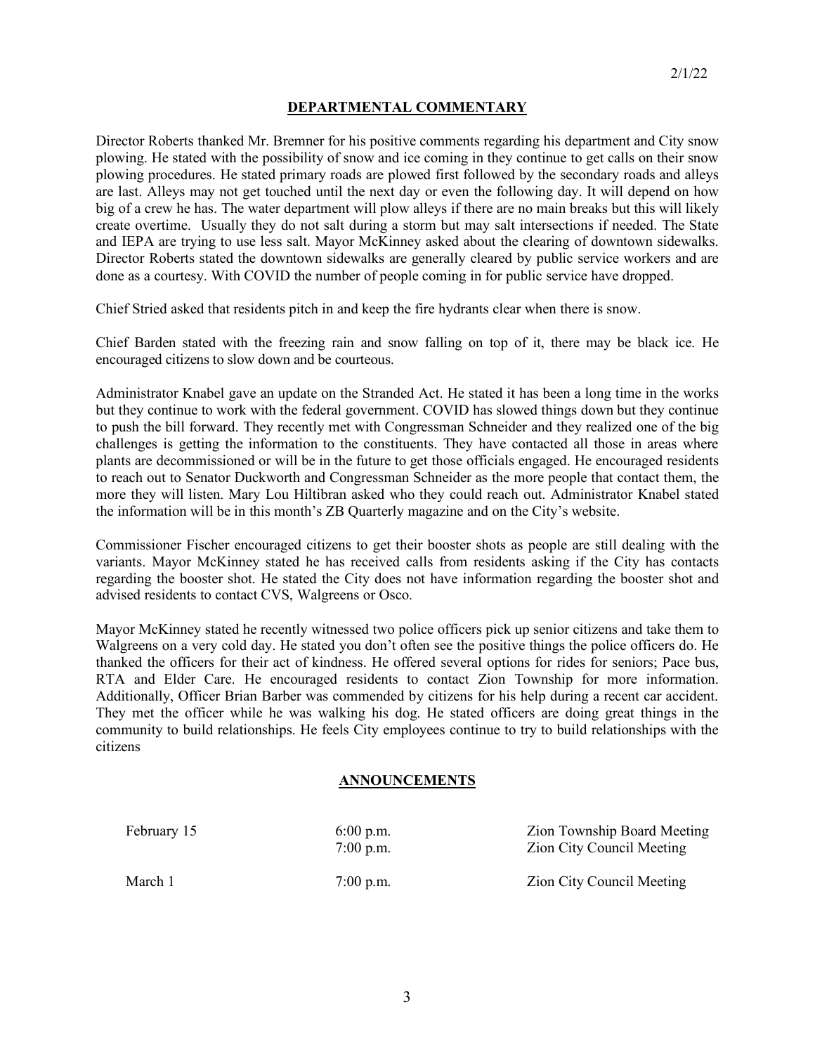## DEPARTMENTAL COMMENTARY

Director Roberts thanked Mr. Bremner for his positive comments regarding his department and City snow plowing. He stated with the possibility of snow and ice coming in they continue to get calls on their snow plowing procedures. He stated primary roads are plowed first followed by the secondary roads and alleys are last. Alleys may not get touched until the next day or even the following day. It will depend on how big of a crew he has. The water department will plow alleys if there are no main breaks but this will likely create overtime. Usually they do not salt during a storm but may salt intersections if needed. The State and IEPA are trying to use less salt. Mayor McKinney asked about the clearing of downtown sidewalks. Director Roberts stated the downtown sidewalks are generally cleared by public service workers and are done as a courtesy. With COVID the number of people coming in for public service have dropped.

Chief Stried asked that residents pitch in and keep the fire hydrants clear when there is snow.

Chief Barden stated with the freezing rain and snow falling on top of it, there may be black ice. He encouraged citizens to slow down and be courteous.

Administrator Knabel gave an update on the Stranded Act. He stated it has been a long time in the works but they continue to work with the federal government. COVID has slowed things down but they continue to push the bill forward. They recently met with Congressman Schneider and they realized one of the big challenges is getting the information to the constituents. They have contacted all those in areas where plants are decommissioned or will be in the future to get those officials engaged. He encouraged residents to reach out to Senator Duckworth and Congressman Schneider as the more people that contact them, the more they will listen. Mary Lou Hiltibran asked who they could reach out. Administrator Knabel stated the information will be in this month's ZB Quarterly magazine and on the City's website.

Commissioner Fischer encouraged citizens to get their booster shots as people are still dealing with the variants. Mayor McKinney stated he has received calls from residents asking if the City has contacts regarding the booster shot. He stated the City does not have information regarding the booster shot and advised residents to contact CVS, Walgreens or Osco.

Mayor McKinney stated he recently witnessed two police officers pick up senior citizens and take them to Walgreens on a very cold day. He stated you don't often see the positive things the police officers do. He thanked the officers for their act of kindness. He offered several options for rides for seniors; Pace bus, RTA and Elder Care. He encouraged residents to contact Zion Township for more information. Additionally, Officer Brian Barber was commended by citizens for his help during a recent car accident. They met the officer while he was walking his dog. He stated officers are doing great things in the community to build relationships. He feels City employees continue to try to build relationships with the citizens

## ANNOUNCEMENTS

| | | |
|---|---|---|
| February 15 | 6:00 p.m. | Zion Township Board Meeting |
| | 7:00 p.m. | Zion City Council Meeting |
| March 1 | 7:00 p.m. | Zion City Council Meeting |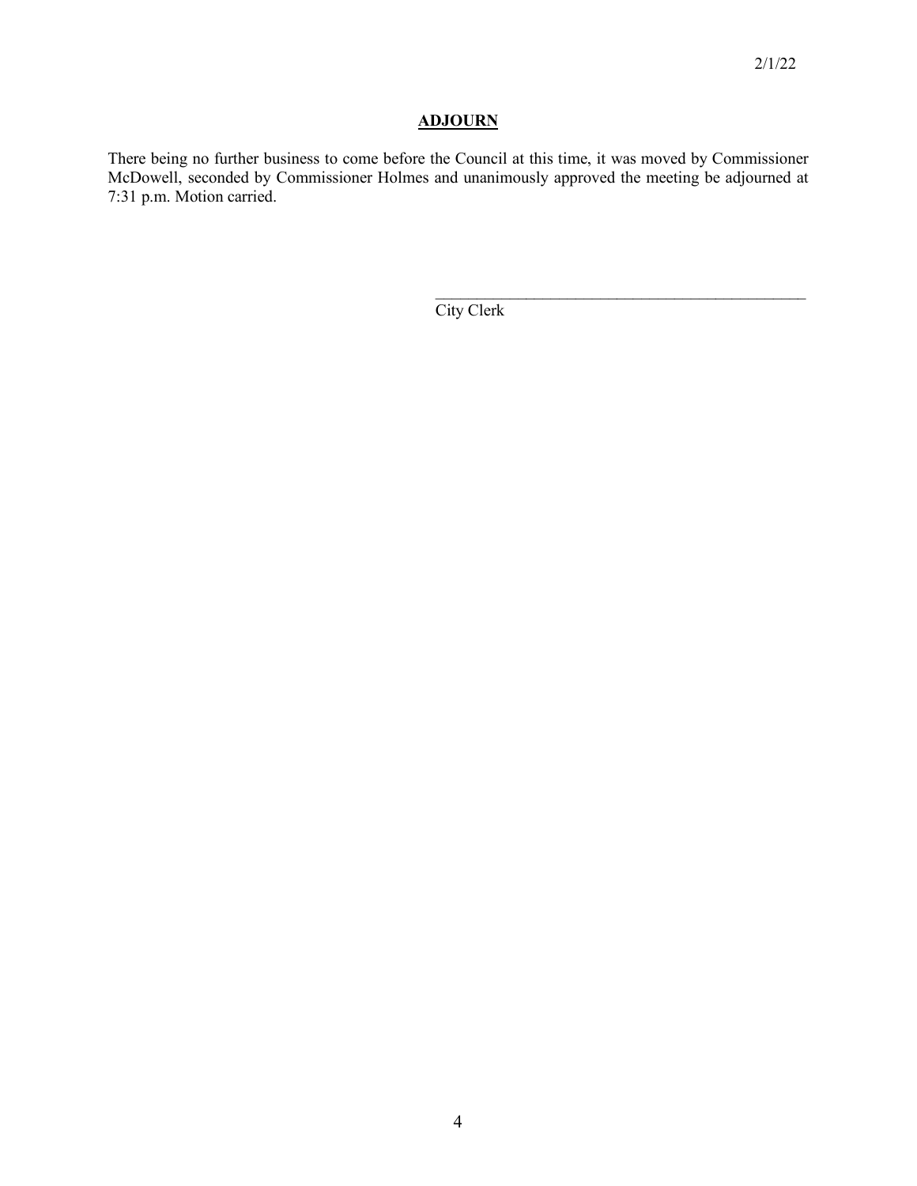## ADJOURN

There being no further business to come before the Council at this time, it was moved by Commissioner McDowell, seconded by Commissioner Holmes and unanimously approved the meeting be adjourned at 7:31 p.m. Motion carried.

\_\_\_\_\_\_\_\_\_\_\_\_\_\_\_\_\_\_\_\_\_\_\_\_\_\_\_\_\_\_\_\_\_\_\_\_\_\_\_\_\_\_\_\_

City Clerk